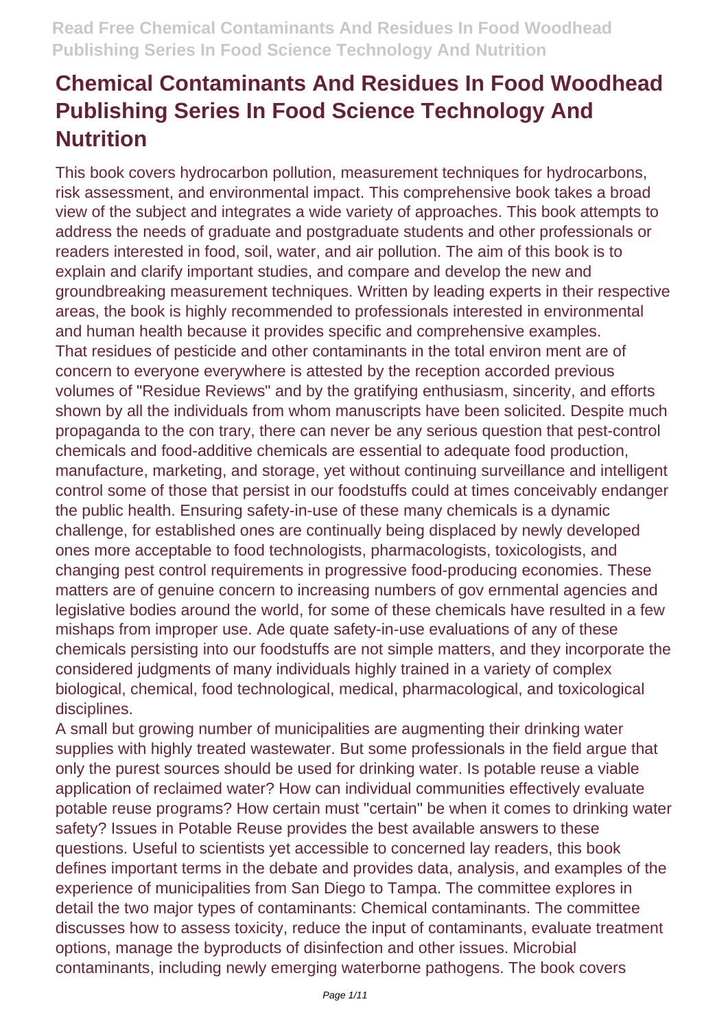# Chemical Contaminants And Residues In Food Woodhead Publishing Series In Food Science Technology And Nutrition

This book covers hydrocarbon pollution, measurement techniques for hydrocarbons, risk assessment, and environmental impact. This comprehensive book takes a broad view of the subject and integrates a wide variety of approaches. This book attempts to address the needs of graduate and postgraduate students and other professionals or readers interested in food, soil, water, and air pollution. The aim of this book is to explain and clarify important studies, and compare and develop the new and groundbreaking measurement techniques. Written by leading experts in their respective areas, the book is highly recommended to professionals interested in environmental and human health because it provides specific and comprehensive examples.

That residues of pesticide and other contaminants in the total environ ment are of concern to everyone everywhere is attested by the reception accorded previous volumes of "Residue Reviews" and by the gratifying enthusiasm, sincerity, and efforts shown by all the individuals from whom manuscripts have been solicited. Despite much propaganda to the con trary, there can never be any serious question that pest-control chemicals and food-additive chemicals are essential to adequate food production, manufacture, marketing, and storage, yet without continuing surveillance and intelligent control some of those that persist in our foodstuffs could at times conceivably endanger the public health. Ensuring safety-in-use of these many chemicals is a dynamic challenge, for established ones are continually being displaced by newly developed ones more acceptable to food technologists, pharmacologists, toxicologists, and changing pest control requirements in progressive food-producing economies. These matters are of genuine concern to increasing numbers of gov ernmental agencies and legislative bodies around the world, for some of these chemicals have resulted in a few mishaps from improper use. Ade quate safety-in-use evaluations of any of these chemicals persisting into our foodstuffs are not simple matters, and they incorporate the considered judgments of many individuals highly trained in a variety of complex biological, chemical, food technological, medical, pharmacological, and toxicological disciplines.

A small but growing number of municipalities are augmenting their drinking water supplies with highly treated wastewater. But some professionals in the field argue that only the purest sources should be used for drinking water. Is potable reuse a viable application of reclaimed water? How can individual communities effectively evaluate potable reuse programs? How certain must "certain" be when it comes to drinking water safety? Issues in Potable Reuse provides the best available answers to these questions. Useful to scientists yet accessible to concerned lay readers, this book defines important terms in the debate and provides data, analysis, and examples of the experience of municipalities from San Diego to Tampa. The committee explores in detail the two major types of contaminants: Chemical contaminants. The committee discusses how to assess toxicity, reduce the input of contaminants, evaluate treatment options, manage the byproducts of disinfection and other issues. Microbial contaminants, including newly emerging waterborne pathogens. The book covers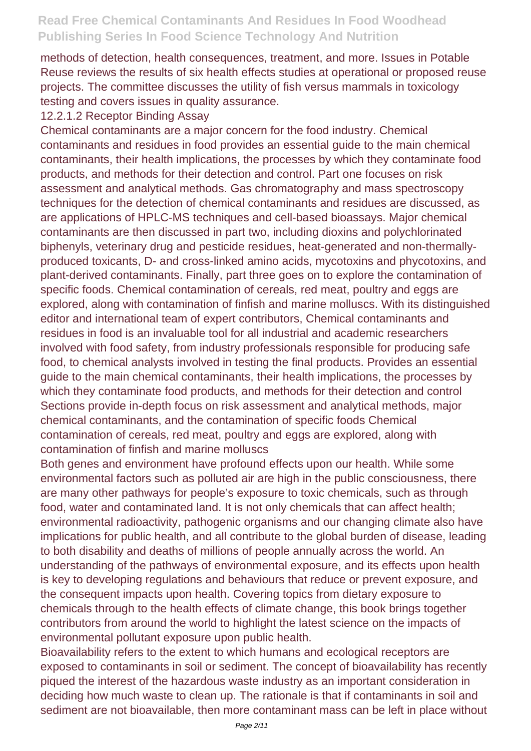methods of detection, health consequences, treatment, and more. Issues in Potable Reuse reviews the results of six health effects studies at operational or proposed reuse projects. The committee discusses the utility of fish versus mammals in toxicology testing and covers issues in quality assurance.

12.2.1.2 Receptor Binding Assay

Chemical contaminants are a major concern for the food industry. Chemical contaminants and residues in food provides an essential guide to the main chemical contaminants, their health implications, the processes by which they contaminate food products, and methods for their detection and control. Part one focuses on risk assessment and analytical methods. Gas chromatography and mass spectroscopy techniques for the detection of chemical contaminants and residues are discussed, as are applications of HPLC-MS techniques and cell-based bioassays. Major chemical contaminants are then discussed in part two, including dioxins and polychlorinated biphenyls, veterinary drug and pesticide residues, heat-generated and non-thermally-produced toxicants, D- and cross-linked amino acids, mycotoxins and phycotoxins, and plant-derived contaminants. Finally, part three goes on to explore the contamination of specific foods. Chemical contamination of cereals, red meat, poultry and eggs are explored, along with contamination of finfish and marine molluscs. With its distinguished editor and international team of expert contributors, Chemical contaminants and residues in food is an invaluable tool for all industrial and academic researchers involved with food safety, from industry professionals responsible for producing safe food, to chemical analysts involved in testing the final products. Provides an essential guide to the main chemical contaminants, their health implications, the processes by which they contaminate food products, and methods for their detection and control Sections provide in-depth focus on risk assessment and analytical methods, major chemical contaminants, and the contamination of specific foods Chemical contamination of cereals, red meat, poultry and eggs are explored, along with contamination of finfish and marine molluscs

Both genes and environment have profound effects upon our health. While some environmental factors such as polluted air are high in the public consciousness, there are many other pathways for people's exposure to toxic chemicals, such as through food, water and contaminated land. It is not only chemicals that can affect health; environmental radioactivity, pathogenic organisms and our changing climate also have implications for public health, and all contribute to the global burden of disease, leading to both disability and deaths of millions of people annually across the world. An understanding of the pathways of environmental exposure, and its effects upon health is key to developing regulations and behaviours that reduce or prevent exposure, and the consequent impacts upon health. Covering topics from dietary exposure to chemicals through to the health effects of climate change, this book brings together contributors from around the world to highlight the latest science on the impacts of environmental pollutant exposure upon public health.

Bioavailability refers to the extent to which humans and ecological receptors are exposed to contaminants in soil or sediment. The concept of bioavailability has recently piqued the interest of the hazardous waste industry as an important consideration in deciding how much waste to clean up. The rationale is that if contaminants in soil and sediment are not bioavailable, then more contaminant mass can be left in place without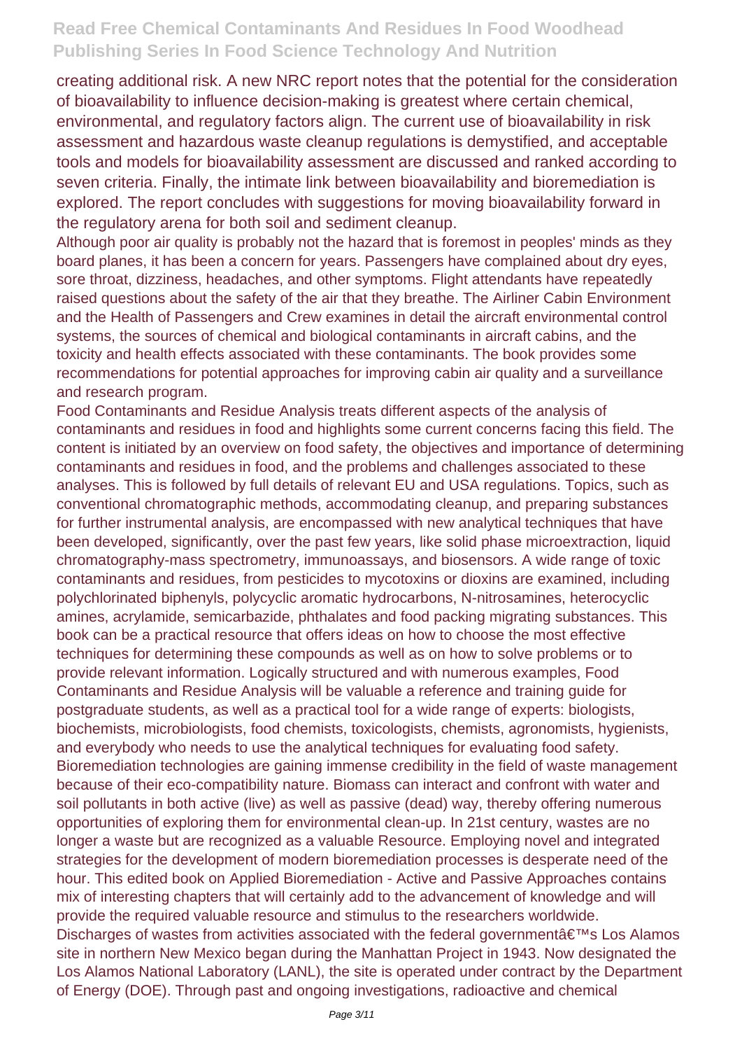creating additional risk. A new NRC report notes that the potential for the consideration of bioavailability to influence decision-making is greatest where certain chemical, environmental, and regulatory factors align. The current use of bioavailability in risk assessment and hazardous waste cleanup regulations is demystified, and acceptable tools and models for bioavailability assessment are discussed and ranked according to seven criteria. Finally, the intimate link between bioavailability and bioremediation is explored. The report concludes with suggestions for moving bioavailability forward in the regulatory arena for both soil and sediment cleanup.

Although poor air quality is probably not the hazard that is foremost in peoples' minds as they board planes, it has been a concern for years. Passengers have complained about dry eyes, sore throat, dizziness, headaches, and other symptoms. Flight attendants have repeatedly raised questions about the safety of the air that they breathe. The Airliner Cabin Environment and the Health of Passengers and Crew examines in detail the aircraft environmental control systems, the sources of chemical and biological contaminants in aircraft cabins, and the toxicity and health effects associated with these contaminants. The book provides some recommendations for potential approaches for improving cabin air quality and a surveillance and research program.

Food Contaminants and Residue Analysis treats different aspects of the analysis of contaminants and residues in food and highlights some current concerns facing this field. The content is initiated by an overview on food safety, the objectives and importance of determining contaminants and residues in food, and the problems and challenges associated to these analyses. This is followed by full details of relevant EU and USA regulations. Topics, such as conventional chromatographic methods, accommodating cleanup, and preparing substances for further instrumental analysis, are encompassed with new analytical techniques that have been developed, significantly, over the past few years, like solid phase microextraction, liquid chromatography-mass spectrometry, immunoassays, and biosensors. A wide range of toxic contaminants and residues, from pesticides to mycotoxins or dioxins are examined, including polychlorinated biphenyls, polycyclic aromatic hydrocarbons, N-nitrosamines, heterocyclic amines, acrylamide, semicarbazide, phthalates and food packing migrating substances. This book can be a practical resource that offers ideas on how to choose the most effective techniques for determining these compounds as well as on how to solve problems or to provide relevant information. Logically structured and with numerous examples, Food Contaminants and Residue Analysis will be valuable a reference and training guide for postgraduate students, as well as a practical tool for a wide range of experts: biologists, biochemists, microbiologists, food chemists, toxicologists, chemists, agronomists, hygienists, and everybody who needs to use the analytical techniques for evaluating food safety.

Bioremediation technologies are gaining immense credibility in the field of waste management because of their eco-compatibility nature. Biomass can interact and confront with water and soil pollutants in both active (live) as well as passive (dead) way, thereby offering numerous opportunities of exploring them for environmental clean-up. In 21st century, wastes are no longer a waste but are recognized as a valuable Resource. Employing novel and integrated strategies for the development of modern bioremediation processes is desperate need of the hour. This edited book on Applied Bioremediation - Active and Passive Approaches contains mix of interesting chapters that will certainly add to the advancement of knowledge and will provide the required valuable resource and stimulus to the researchers worldwide.

Discharges of wastes from activities associated with the federal governmentâ€™s Los Alamos site in northern New Mexico began during the Manhattan Project in 1943. Now designated the Los Alamos National Laboratory (LANL), the site is operated under contract by the Department of Energy (DOE). Through past and ongoing investigations, radioactive and chemical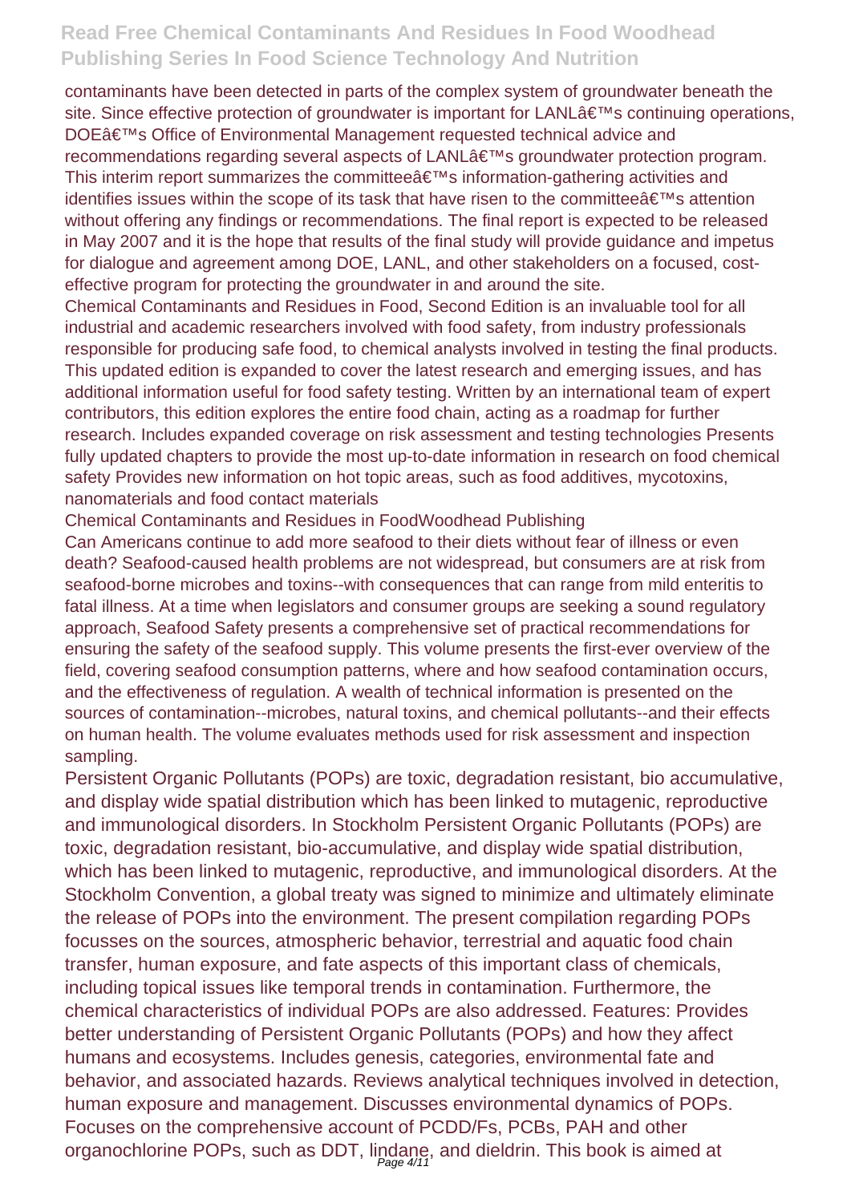contaminants have been detected in parts of the complex system of groundwater beneath the site. Since effective protection of groundwater is important for LANLâ€™s continuing operations, DOEâ€™s Office of Environmental Management requested technical advice and recommendations regarding several aspects of LANLâ€™s groundwater protection program. This interim report summarizes the committeeâ€™s information-gathering activities and identifies issues within the scope of its task that have risen to the committeeâ€™s attention without offering any findings or recommendations. The final report is expected to be released in May 2007 and it is the hope that results of the final study will provide guidance and impetus for dialogue and agreement among DOE, LANL, and other stakeholders on a focused, cost-effective program for protecting the groundwater in and around the site.

Chemical Contaminants and Residues in Food, Second Edition is an invaluable tool for all industrial and academic researchers involved with food safety, from industry professionals responsible for producing safe food, to chemical analysts involved in testing the final products. This updated edition is expanded to cover the latest research and emerging issues, and has additional information useful for food safety testing. Written by an international team of expert contributors, this edition explores the entire food chain, acting as a roadmap for further research. Includes expanded coverage on risk assessment and testing technologies Presents fully updated chapters to provide the most up-to-date information in research on food chemical safety Provides new information on hot topic areas, such as food additives, mycotoxins, nanomaterials and food contact materials

Chemical Contaminants and Residues in FoodWoodhead Publishing

Can Americans continue to add more seafood to their diets without fear of illness or even death? Seafood-caused health problems are not widespread, but consumers are at risk from seafood-borne microbes and toxins--with consequences that can range from mild enteritis to fatal illness. At a time when legislators and consumer groups are seeking a sound regulatory approach, Seafood Safety presents a comprehensive set of practical recommendations for ensuring the safety of the seafood supply. This volume presents the first-ever overview of the field, covering seafood consumption patterns, where and how seafood contamination occurs, and the effectiveness of regulation. A wealth of technical information is presented on the sources of contamination--microbes, natural toxins, and chemical pollutants--and their effects on human health. The volume evaluates methods used for risk assessment and inspection sampling.

Persistent Organic Pollutants (POPs) are toxic, degradation resistant, bio accumulative, and display wide spatial distribution which has been linked to mutagenic, reproductive and immunological disorders. In Stockholm Persistent Organic Pollutants (POPs) are toxic, degradation resistant, bio-accumulative, and display wide spatial distribution, which has been linked to mutagenic, reproductive, and immunological disorders. At the Stockholm Convention, a global treaty was signed to minimize and ultimately eliminate the release of POPs into the environment. The present compilation regarding POPs focusses on the sources, atmospheric behavior, terrestrial and aquatic food chain transfer, human exposure, and fate aspects of this important class of chemicals, including topical issues like temporal trends in contamination. Furthermore, the chemical characteristics of individual POPs are also addressed. Features: Provides better understanding of Persistent Organic Pollutants (POPs) and how they affect humans and ecosystems. Includes genesis, categories, environmental fate and behavior, and associated hazards. Reviews analytical techniques involved in detection, human exposure and management. Discusses environmental dynamics of POPs. Focuses on the comprehensive account of PCDD/Fs, PCBs, PAH and other organochlorine POPs, such as DDT, lindane, and dieldrin. This book is aimed at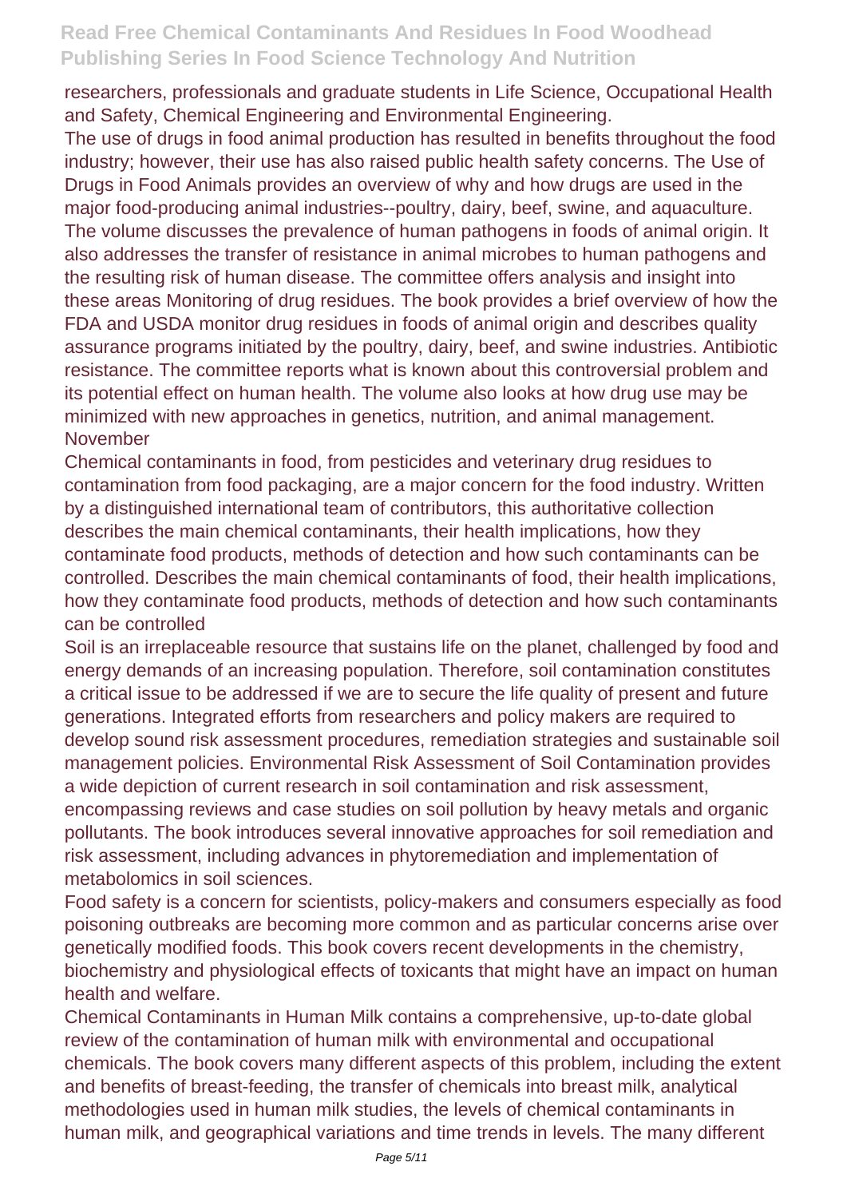researchers, professionals and graduate students in Life Science, Occupational Health and Safety, Chemical Engineering and Environmental Engineering.

The use of drugs in food animal production has resulted in benefits throughout the food industry; however, their use has also raised public health safety concerns. The Use of Drugs in Food Animals provides an overview of why and how drugs are used in the major food-producing animal industries--poultry, dairy, beef, swine, and aquaculture. The volume discusses the prevalence of human pathogens in foods of animal origin. It also addresses the transfer of resistance in animal microbes to human pathogens and the resulting risk of human disease. The committee offers analysis and insight into these areas Monitoring of drug residues. The book provides a brief overview of how the FDA and USDA monitor drug residues in foods of animal origin and describes quality assurance programs initiated by the poultry, dairy, beef, and swine industries. Antibiotic resistance. The committee reports what is known about this controversial problem and its potential effect on human health. The volume also looks at how drug use may be minimized with new approaches in genetics, nutrition, and animal management. November

Chemical contaminants in food, from pesticides and veterinary drug residues to contamination from food packaging, are a major concern for the food industry. Written by a distinguished international team of contributors, this authoritative collection describes the main chemical contaminants, their health implications, how they contaminate food products, methods of detection and how such contaminants can be controlled. Describes the main chemical contaminants of food, their health implications, how they contaminate food products, methods of detection and how such contaminants can be controlled

Soil is an irreplaceable resource that sustains life on the planet, challenged by food and energy demands of an increasing population. Therefore, soil contamination constitutes a critical issue to be addressed if we are to secure the life quality of present and future generations. Integrated efforts from researchers and policy makers are required to develop sound risk assessment procedures, remediation strategies and sustainable soil management policies. Environmental Risk Assessment of Soil Contamination provides a wide depiction of current research in soil contamination and risk assessment, encompassing reviews and case studies on soil pollution by heavy metals and organic pollutants. The book introduces several innovative approaches for soil remediation and risk assessment, including advances in phytoremediation and implementation of metabolomics in soil sciences.

Food safety is a concern for scientists, policy-makers and consumers especially as food poisoning outbreaks are becoming more common and as particular concerns arise over genetically modified foods. This book covers recent developments in the chemistry, biochemistry and physiological effects of toxicants that might have an impact on human health and welfare.

Chemical Contaminants in Human Milk contains a comprehensive, up-to-date global review of the contamination of human milk with environmental and occupational chemicals. The book covers many different aspects of this problem, including the extent and benefits of breast-feeding, the transfer of chemicals into breast milk, analytical methodologies used in human milk studies, the levels of chemical contaminants in human milk, and geographical variations and time trends in levels. The many different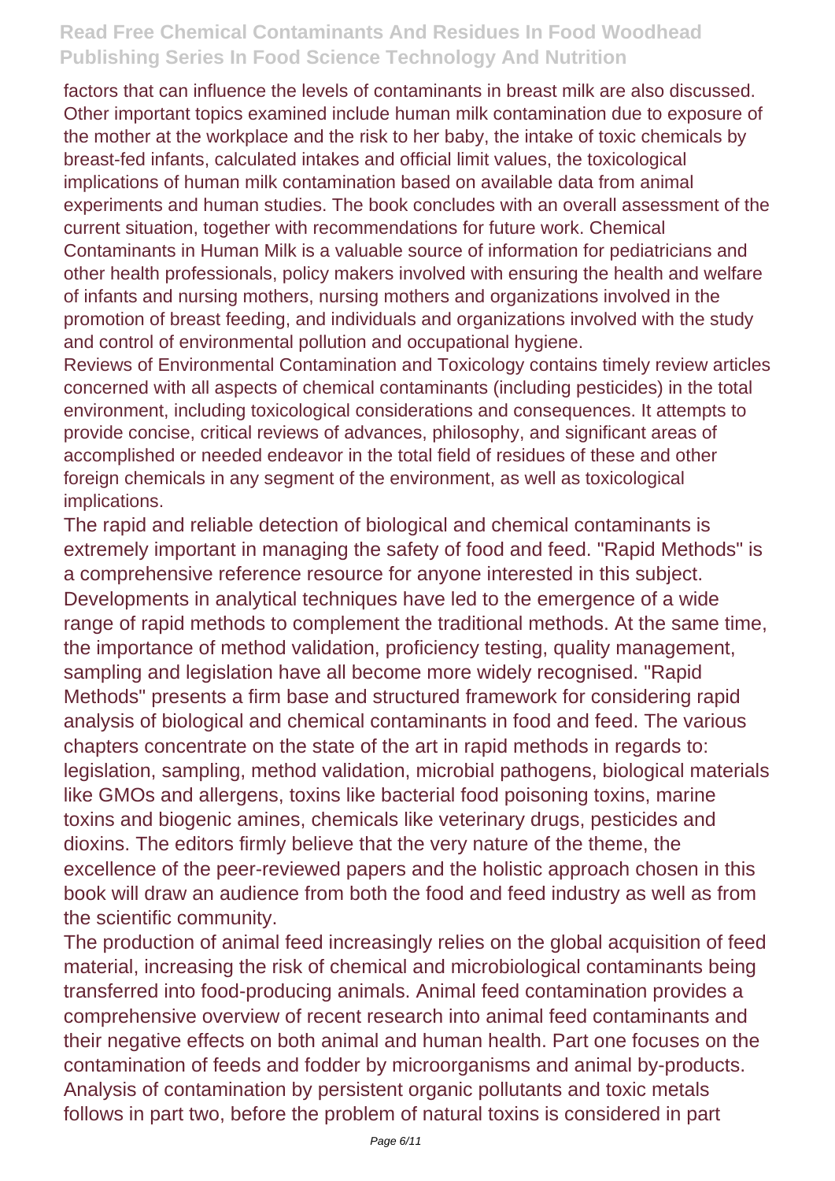factors that can influence the levels of contaminants in breast milk are also discussed. Other important topics examined include human milk contamination due to exposure of the mother at the workplace and the risk to her baby, the intake of toxic chemicals by breast-fed infants, calculated intakes and official limit values, the toxicological implications of human milk contamination based on available data from animal experiments and human studies. The book concludes with an overall assessment of the current situation, together with recommendations for future work. Chemical Contaminants in Human Milk is a valuable source of information for pediatricians and other health professionals, policy makers involved with ensuring the health and welfare of infants and nursing mothers, nursing mothers and organizations involved in the promotion of breast feeding, and individuals and organizations involved with the study and control of environmental pollution and occupational hygiene.

Reviews of Environmental Contamination and Toxicology contains timely review articles concerned with all aspects of chemical contaminants (including pesticides) in the total environment, including toxicological considerations and consequences. It attempts to provide concise, critical reviews of advances, philosophy, and significant areas of accomplished or needed endeavor in the total field of residues of these and other foreign chemicals in any segment of the environment, as well as toxicological implications.

The rapid and reliable detection of biological and chemical contaminants is extremely important in managing the safety of food and feed. "Rapid Methods" is a comprehensive reference resource for anyone interested in this subject. Developments in analytical techniques have led to the emergence of a wide range of rapid methods to complement the traditional methods. At the same time, the importance of method validation, proficiency testing, quality management, sampling and legislation have all become more widely recognised. "Rapid Methods" presents a firm base and structured framework for considering rapid analysis of biological and chemical contaminants in food and feed. The various chapters concentrate on the state of the art in rapid methods in regards to: legislation, sampling, method validation, microbial pathogens, biological materials like GMOs and allergens, toxins like bacterial food poisoning toxins, marine toxins and biogenic amines, chemicals like veterinary drugs, pesticides and dioxins. The editors firmly believe that the very nature of the theme, the excellence of the peer-reviewed papers and the holistic approach chosen in this book will draw an audience from both the food and feed industry as well as from the scientific community.

The production of animal feed increasingly relies on the global acquisition of feed material, increasing the risk of chemical and microbiological contaminants being transferred into food-producing animals. Animal feed contamination provides a comprehensive overview of recent research into animal feed contaminants and their negative effects on both animal and human health. Part one focuses on the contamination of feeds and fodder by microorganisms and animal by-products. Analysis of contamination by persistent organic pollutants and toxic metals follows in part two, before the problem of natural toxins is considered in part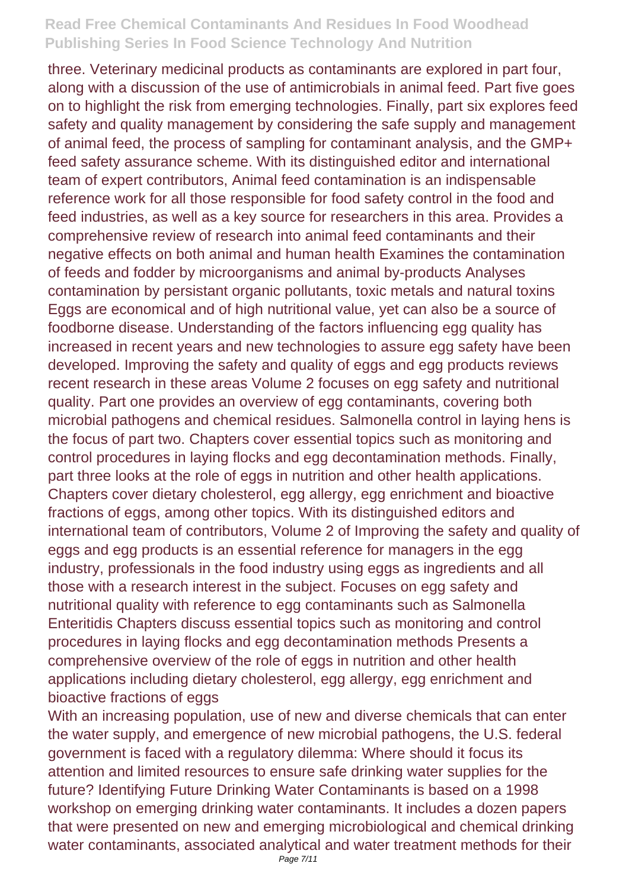three. Veterinary medicinal products as contaminants are explored in part four, along with a discussion of the use of antimicrobials in animal feed. Part five goes on to highlight the risk from emerging technologies. Finally, part six explores feed safety and quality management by considering the safe supply and management of animal feed, the process of sampling for contaminant analysis, and the GMP+ feed safety assurance scheme. With its distinguished editor and international team of expert contributors, Animal feed contamination is an indispensable reference work for all those responsible for food safety control in the food and feed industries, as well as a key source for researchers in this area. Provides a comprehensive review of research into animal feed contaminants and their negative effects on both animal and human health Examines the contamination of feeds and fodder by microorganisms and animal by-products Analyses contamination by persistant organic pollutants, toxic metals and natural toxins Eggs are economical and of high nutritional value, yet can also be a source of foodborne disease. Understanding of the factors influencing egg quality has increased in recent years and new technologies to assure egg safety have been developed. Improving the safety and quality of eggs and egg products reviews recent research in these areas Volume 2 focuses on egg safety and nutritional quality. Part one provides an overview of egg contaminants, covering both microbial pathogens and chemical residues. Salmonella control in laying hens is the focus of part two. Chapters cover essential topics such as monitoring and control procedures in laying flocks and egg decontamination methods. Finally, part three looks at the role of eggs in nutrition and other health applications. Chapters cover dietary cholesterol, egg allergy, egg enrichment and bioactive fractions of eggs, among other topics. With its distinguished editors and international team of contributors, Volume 2 of Improving the safety and quality of eggs and egg products is an essential reference for managers in the egg industry, professionals in the food industry using eggs as ingredients and all those with a research interest in the subject. Focuses on egg safety and nutritional quality with reference to egg contaminants such as Salmonella Enteritidis Chapters discuss essential topics such as monitoring and control procedures in laying flocks and egg decontamination methods Presents a comprehensive overview of the role of eggs in nutrition and other health applications including dietary cholesterol, egg allergy, egg enrichment and bioactive fractions of eggs

With an increasing population, use of new and diverse chemicals that can enter the water supply, and emergence of new microbial pathogens, the U.S. federal government is faced with a regulatory dilemma: Where should it focus its attention and limited resources to ensure safe drinking water supplies for the future? Identifying Future Drinking Water Contaminants is based on a 1998 workshop on emerging drinking water contaminants. It includes a dozen papers that were presented on new and emerging microbiological and chemical drinking water contaminants, associated analytical and water treatment methods for their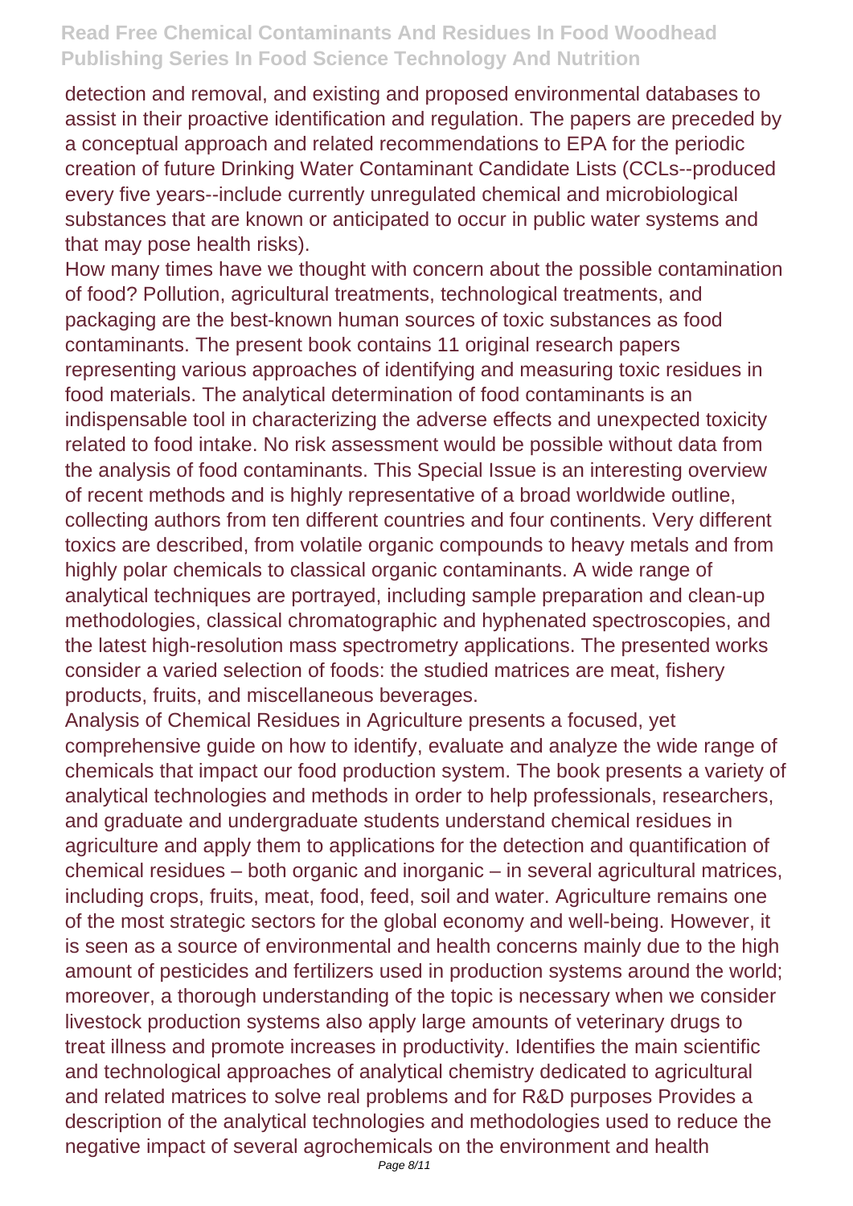detection and removal, and existing and proposed environmental databases to assist in their proactive identification and regulation. The papers are preceded by a conceptual approach and related recommendations to EPA for the periodic creation of future Drinking Water Contaminant Candidate Lists (CCLs--produced every five years--include currently unregulated chemical and microbiological substances that are known or anticipated to occur in public water systems and that may pose health risks).

How many times have we thought with concern about the possible contamination of food? Pollution, agricultural treatments, technological treatments, and packaging are the best-known human sources of toxic substances as food contaminants. The present book contains 11 original research papers representing various approaches of identifying and measuring toxic residues in food materials. The analytical determination of food contaminants is an indispensable tool in characterizing the adverse effects and unexpected toxicity related to food intake. No risk assessment would be possible without data from the analysis of food contaminants. This Special Issue is an interesting overview of recent methods and is highly representative of a broad worldwide outline, collecting authors from ten different countries and four continents. Very different toxics are described, from volatile organic compounds to heavy metals and from highly polar chemicals to classical organic contaminants. A wide range of analytical techniques are portrayed, including sample preparation and clean-up methodologies, classical chromatographic and hyphenated spectroscopies, and the latest high-resolution mass spectrometry applications. The presented works consider a varied selection of foods: the studied matrices are meat, fishery products, fruits, and miscellaneous beverages.

Analysis of Chemical Residues in Agriculture presents a focused, yet comprehensive guide on how to identify, evaluate and analyze the wide range of chemicals that impact our food production system. The book presents a variety of analytical technologies and methods in order to help professionals, researchers, and graduate and undergraduate students understand chemical residues in agriculture and apply them to applications for the detection and quantification of chemical residues – both organic and inorganic – in several agricultural matrices, including crops, fruits, meat, food, feed, soil and water. Agriculture remains one of the most strategic sectors for the global economy and well-being. However, it is seen as a source of environmental and health concerns mainly due to the high amount of pesticides and fertilizers used in production systems around the world; moreover, a thorough understanding of the topic is necessary when we consider livestock production systems also apply large amounts of veterinary drugs to treat illness and promote increases in productivity. Identifies the main scientific and technological approaches of analytical chemistry dedicated to agricultural and related matrices to solve real problems and for R&D purposes Provides a description of the analytical technologies and methodologies used to reduce the negative impact of several agrochemicals on the environment and health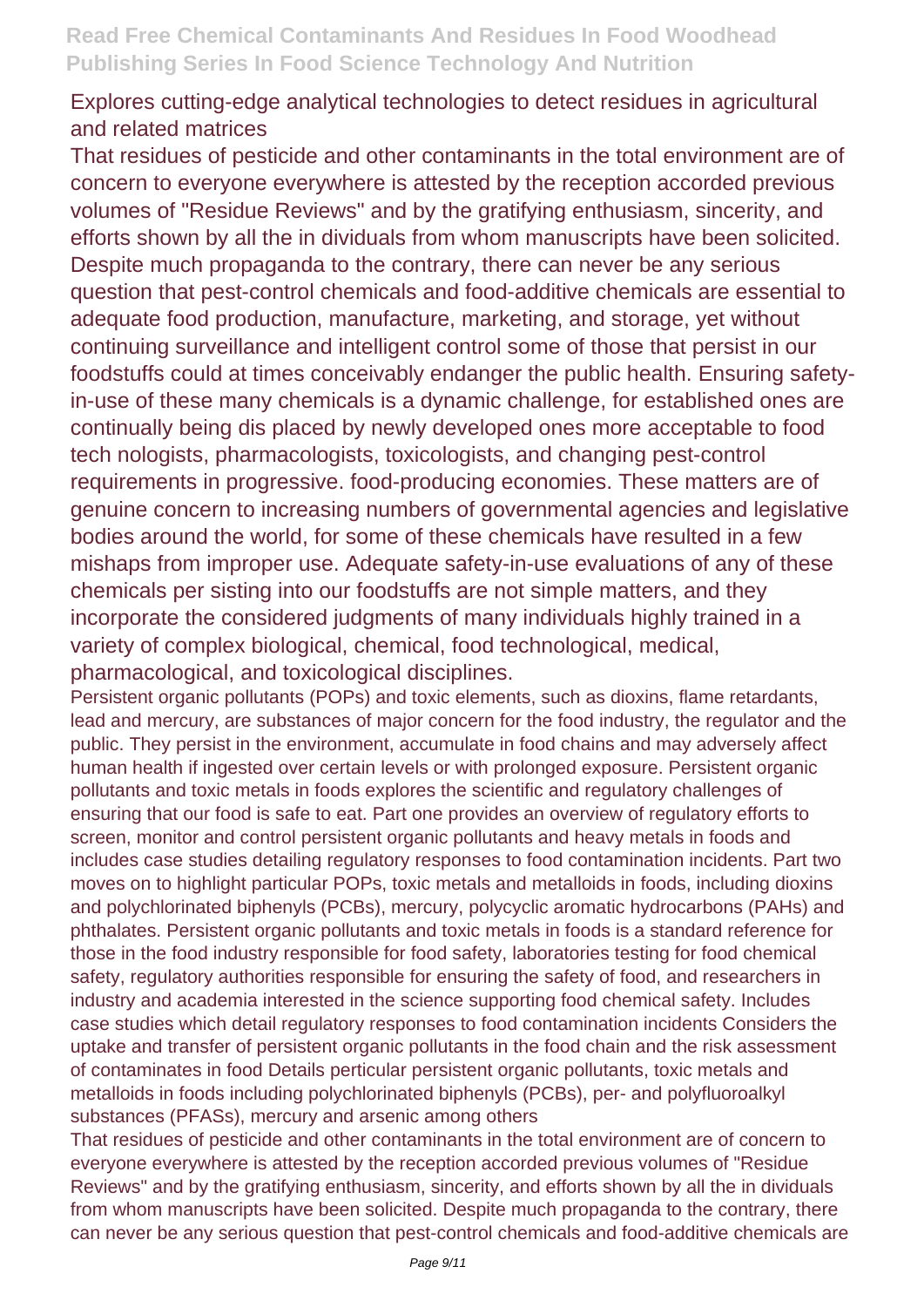Explores cutting-edge analytical technologies to detect residues in agricultural and related matrices

That residues of pesticide and other contaminants in the total environment are of concern to everyone everywhere is attested by the reception accorded previous volumes of "Residue Reviews" and by the gratifying enthusiasm, sincerity, and efforts shown by all the in dividuals from whom manuscripts have been solicited. Despite much propaganda to the contrary, there can never be any serious question that pest-control chemicals and food-additive chemicals are essential to adequate food production, manufacture, marketing, and storage, yet without continuing surveillance and intelligent control some of those that persist in our foodstuffs could at times conceivably endanger the public health. Ensuring safety-in-use of these many chemicals is a dynamic challenge, for established ones are continually being dis placed by newly developed ones more acceptable to food tech nologists, pharmacologists, toxicologists, and changing pest-control requirements in progressive. food-producing economies. These matters are of genuine concern to increasing numbers of governmental agencies and legislative bodies around the world, for some of these chemicals have resulted in a few mishaps from improper use. Adequate safety-in-use evaluations of any of these chemicals per sisting into our foodstuffs are not simple matters, and they incorporate the considered judgments of many individuals highly trained in a variety of complex biological, chemical, food technological, medical, pharmacological, and toxicological disciplines.

Persistent organic pollutants (POPs) and toxic elements, such as dioxins, flame retardants, lead and mercury, are substances of major concern for the food industry, the regulator and the public. They persist in the environment, accumulate in food chains and may adversely affect human health if ingested over certain levels or with prolonged exposure. Persistent organic pollutants and toxic metals in foods explores the scientific and regulatory challenges of ensuring that our food is safe to eat. Part one provides an overview of regulatory efforts to screen, monitor and control persistent organic pollutants and heavy metals in foods and includes case studies detailing regulatory responses to food contamination incidents. Part two moves on to highlight particular POPs, toxic metals and metalloids in foods, including dioxins and polychlorinated biphenyls (PCBs), mercury, polycyclic aromatic hydrocarbons (PAHs) and phthalates. Persistent organic pollutants and toxic metals in foods is a standard reference for those in the food industry responsible for food safety, laboratories testing for food chemical safety, regulatory authorities responsible for ensuring the safety of food, and researchers in industry and academia interested in the science supporting food chemical safety. Includes case studies which detail regulatory responses to food contamination incidents Considers the uptake and transfer of persistent organic pollutants in the food chain and the risk assessment of contaminates in food Details perticular persistent organic pollutants, toxic metals and metalloids in foods including polychlorinated biphenyls (PCBs), per- and polyfluoroalkyl substances (PFASs), mercury and arsenic among others

That residues of pesticide and other contaminants in the total environment are of concern to everyone everywhere is attested by the reception accorded previous volumes of "Residue Reviews" and by the gratifying enthusiasm, sincerity, and efforts shown by all the in dividuals from whom manuscripts have been solicited. Despite much propaganda to the contrary, there can never be any serious question that pest-control chemicals and food-additive chemicals are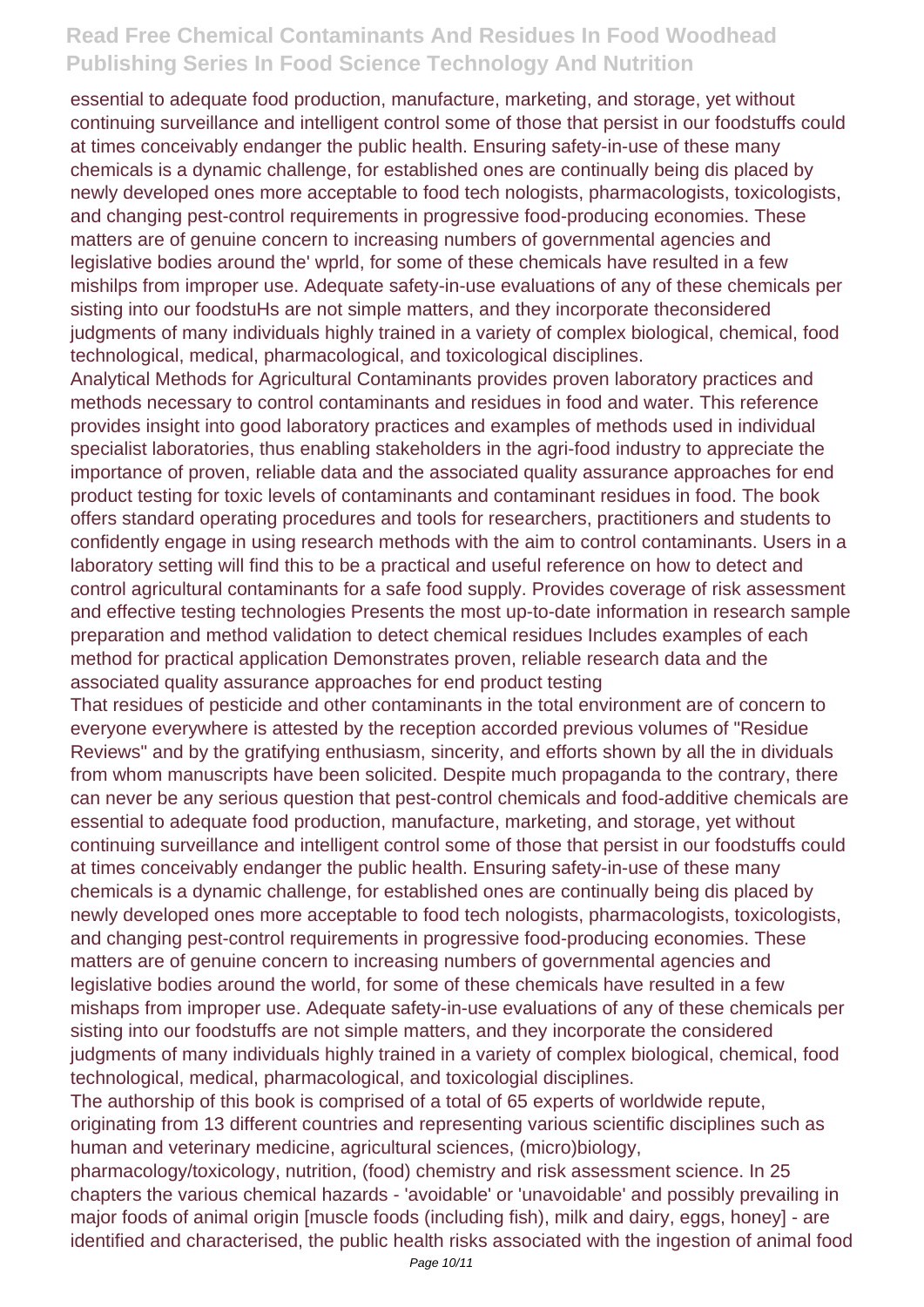essential to adequate food production, manufacture, marketing, and storage, yet without continuing surveillance and intelligent control some of those that persist in our foodstuffs could at times conceivably endanger the public health. Ensuring safety-in-use of these many chemicals is a dynamic challenge, for established ones are continually being dis placed by newly developed ones more acceptable to food tech nologists, pharmacologists, toxicologists, and changing pest-control requirements in progressive food-producing economies. These matters are of genuine concern to increasing numbers of governmental agencies and legislative bodies around the' wprld, for some of these chemicals have resulted in a few mishilps from improper use. Adequate safety-in-use evaluations of any of these chemicals per sisting into our foodstuHs are not simple matters, and they incorporate theconsidered judgments of many individuals highly trained in a variety of complex biological, chemical, food technological, medical, pharmacological, and toxicological disciplines.

Analytical Methods for Agricultural Contaminants provides proven laboratory practices and methods necessary to control contaminants and residues in food and water. This reference provides insight into good laboratory practices and examples of methods used in individual specialist laboratories, thus enabling stakeholders in the agri-food industry to appreciate the importance of proven, reliable data and the associated quality assurance approaches for end product testing for toxic levels of contaminants and contaminant residues in food. The book offers standard operating procedures and tools for researchers, practitioners and students to confidently engage in using research methods with the aim to control contaminants. Users in a laboratory setting will find this to be a practical and useful reference on how to detect and control agricultural contaminants for a safe food supply. Provides coverage of risk assessment and effective testing technologies Presents the most up-to-date information in research sample preparation and method validation to detect chemical residues Includes examples of each method for practical application Demonstrates proven, reliable research data and the associated quality assurance approaches for end product testing

That residues of pesticide and other contaminants in the total environment are of concern to everyone everywhere is attested by the reception accorded previous volumes of "Residue Reviews" and by the gratifying enthusiasm, sincerity, and efforts shown by all the in dividuals from whom manuscripts have been solicited. Despite much propaganda to the contrary, there can never be any serious question that pest-control chemicals and food-additive chemicals are essential to adequate food production, manufacture, marketing, and storage, yet without continuing surveillance and intelligent control some of those that persist in our foodstuffs could at times conceivably endanger the public health. Ensuring safety-in-use of these many chemicals is a dynamic challenge, for established ones are continually being dis placed by newly developed ones more acceptable to food tech nologists, pharmacologists, toxicologists, and changing pest-control requirements in progressive food-producing economies. These matters are of genuine concern to increasing numbers of governmental agencies and legislative bodies around the world, for some of these chemicals have resulted in a few mishaps from improper use. Adequate safety-in-use evaluations of any of these chemicals per sisting into our foodstuffs are not simple matters, and they incorporate the considered judgments of many individuals highly trained in a variety of complex biological, chemical, food technological, medical, pharmacological, and toxicologial disciplines.

The authorship of this book is comprised of a total of 65 experts of worldwide repute, originating from 13 different countries and representing various scientific disciplines such as human and veterinary medicine, agricultural sciences, (micro)biology, pharmacology/toxicology, nutrition, (food) chemistry and risk assessment science. In 25 chapters the various chemical hazards - 'avoidable' or 'unavoidable' and possibly prevailing in major foods of animal origin [muscle foods (including fish), milk and dairy, eggs, honey] - are identified and characterised, the public health risks associated with the ingestion of animal food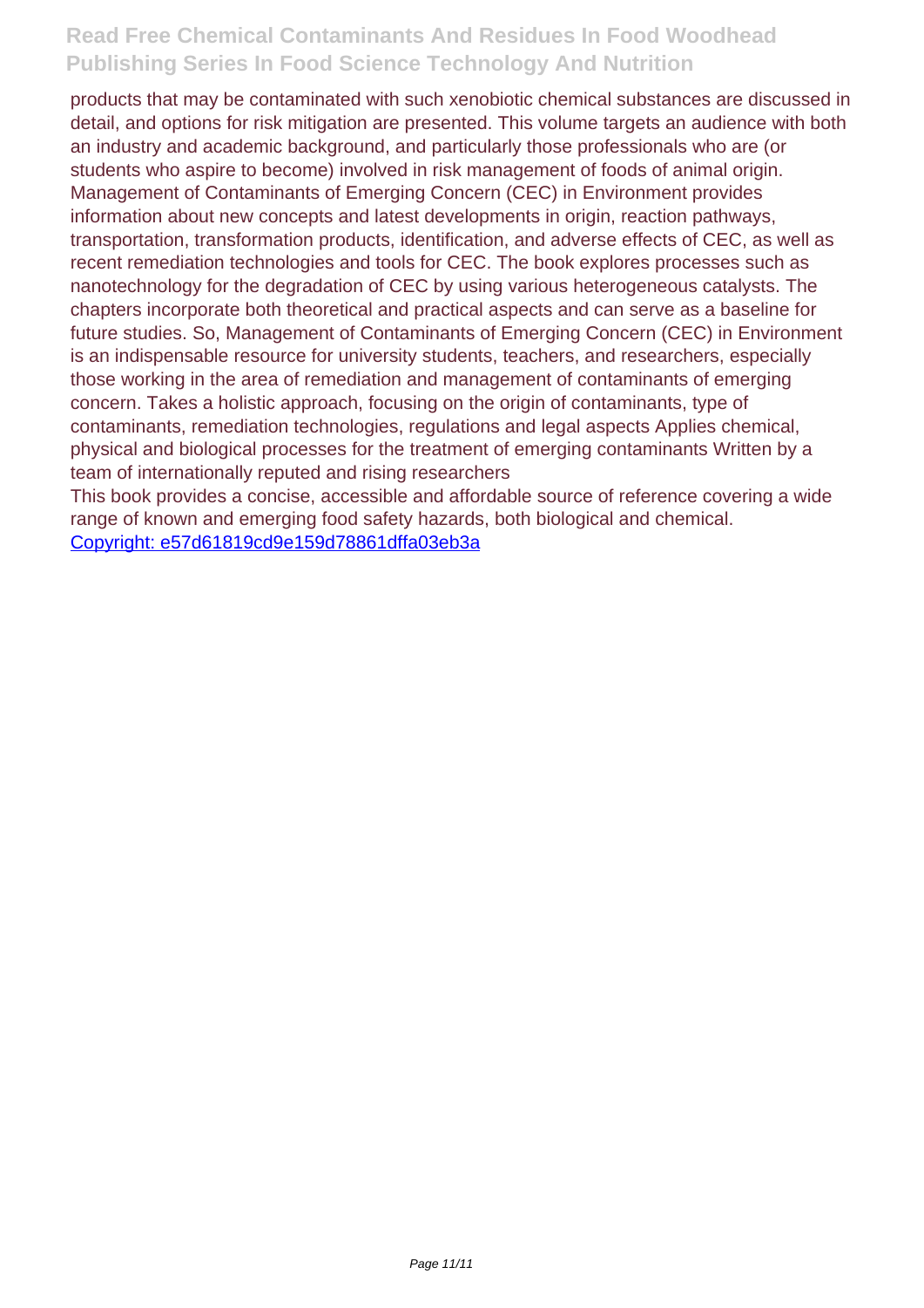products that may be contaminated with such xenobiotic chemical substances are discussed in detail, and options for risk mitigation are presented. This volume targets an audience with both an industry and academic background, and particularly those professionals who are (or students who aspire to become) involved in risk management of foods of animal origin.
Management of Contaminants of Emerging Concern (CEC) in Environment provides information about new concepts and latest developments in origin, reaction pathways, transportation, transformation products, identification, and adverse effects of CEC, as well as recent remediation technologies and tools for CEC. The book explores processes such as nanotechnology for the degradation of CEC by using various heterogeneous catalysts. The chapters incorporate both theoretical and practical aspects and can serve as a baseline for future studies. So, Management of Contaminants of Emerging Concern (CEC) in Environment is an indispensable resource for university students, teachers, and researchers, especially those working in the area of remediation and management of contaminants of emerging concern. Takes a holistic approach, focusing on the origin of contaminants, type of contaminants, remediation technologies, regulations and legal aspects Applies chemical, physical and biological processes for the treatment of emerging contaminants Written by a team of internationally reputed and rising researchers
This book provides a concise, accessible and affordable source of reference covering a wide range of known and emerging food safety hazards, both biological and chemical.
Copyright: e57d61819cd9e159d78861dffa03eb3a